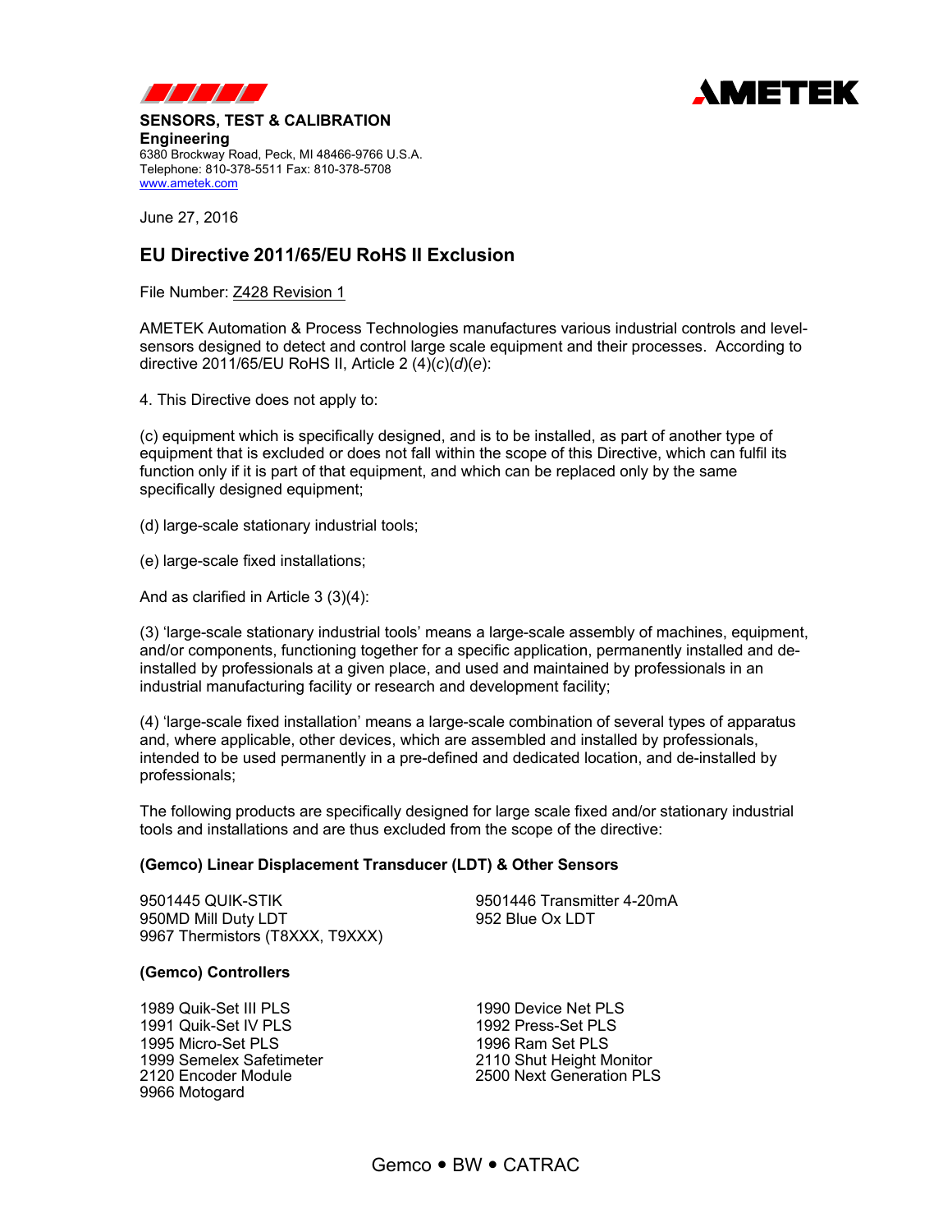**SENSORS, TEST & CALIBRATION**
**Engineering**
6380 Brockway Road, Peck, MI 48466-9766 U.S.A.
Telephone: 810-378-5511 Fax: 810-378-5708
www.ametek.com

June 27, 2016

## EU Directive 2011/65/EU RoHS II Exclusion

File Number: Z428 Revision 1

AMETEK Automation & Process Technologies manufactures various industrial controls and level-sensors designed to detect and control large scale equipment and their processes. According to directive 2011/65/EU RoHS II, Article 2 (4)(*c*)(*d*)(*e*):

4. This Directive does not apply to:

(c) equipment which is specifically designed, and is to be installed, as part of another type of equipment that is excluded or does not fall within the scope of this Directive, which can fulfil its function only if it is part of that equipment, and which can be replaced only by the same specifically designed equipment;

(d) large-scale stationary industrial tools;

(e) large-scale fixed installations;

And as clarified in Article 3 (3)(4):

(3) 'large-scale stationary industrial tools' means a large-scale assembly of machines, equipment, and/or components, functioning together for a specific application, permanently installed and de-installed by professionals at a given place, and used and maintained by professionals in an industrial manufacturing facility or research and development facility;

(4) 'large-scale fixed installation' means a large-scale combination of several types of apparatus and, where applicable, other devices, which are assembled and installed by professionals, intended to be used permanently in a pre-defined and dedicated location, and de-installed by professionals;

The following products are specifically designed for large scale fixed and/or stationary industrial tools and installations and are thus excluded from the scope of the directive:

**(Gemco) Linear Displacement Transducer (LDT) & Other Sensors**

9501445 QUIK-STIK
950MD Mill Duty LDT
9967 Thermistors (T8XXX, T9XXX)
9501446 Transmitter 4-20mA
952 Blue Ox LDT

**(Gemco) Controllers**

1989 Quik-Set III PLS
1991 Quik-Set IV PLS
1995 Micro-Set PLS
1999 Semelex Safetimeter
2120 Encoder Module
9966 Motogard
1990 Device Net PLS
1992 Press-Set PLS
1996 Ram Set PLS
2110 Shut Height Monitor
2500 Next Generation PLS

Gemco • BW • CATRAC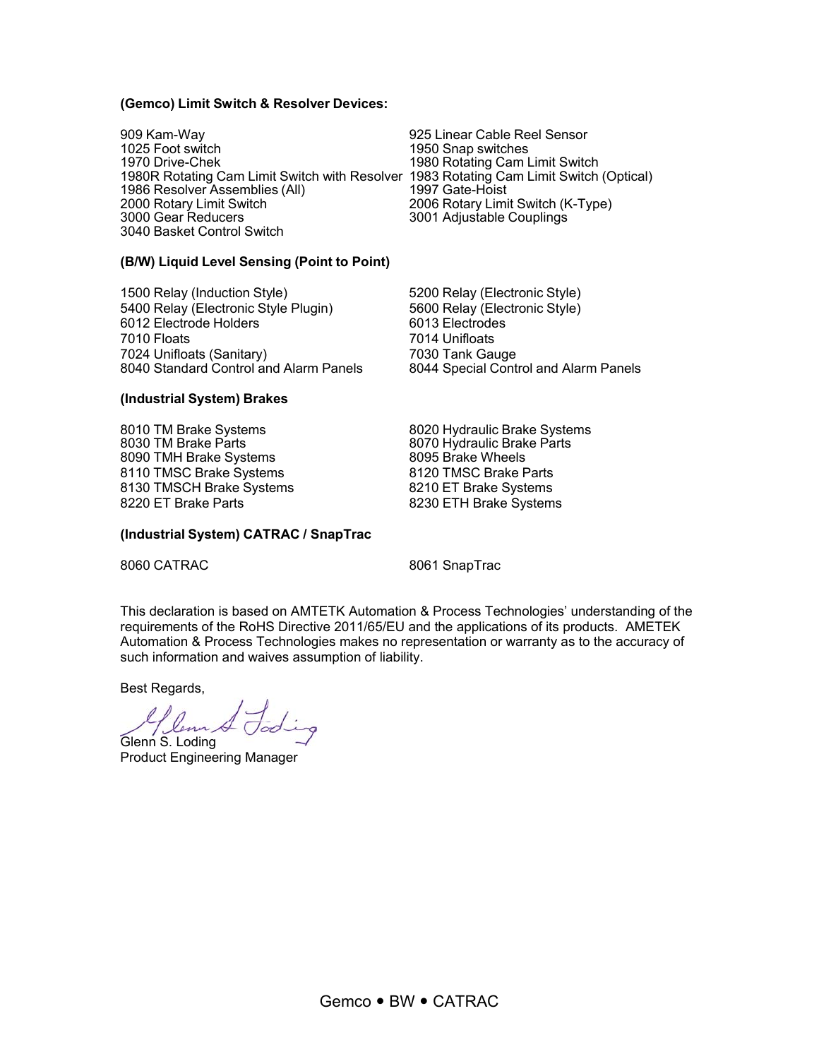**(Gemco) Limit Switch & Resolver Devices:**

909 Kam-Way
925 Linear Cable Reel Sensor
1025 Foot switch
1950 Snap switches
1970 Drive-Chek
1980 Rotating Cam Limit Switch
1980R Rotating Cam Limit Switch with Resolver
1983 Rotating Cam Limit Switch (Optical)
1986 Resolver Assemblies (All)
1997 Gate-Hoist
2000 Rotary Limit Switch
2006 Rotary Limit Switch (K-Type)
3000 Gear Reducers
3001 Adjustable Couplings
3040 Basket Control Switch

**(B/W) Liquid Level Sensing (Point to Point)**

1500 Relay (Induction Style)
5200 Relay (Electronic Style)
5400 Relay (Electronic Style Plugin)
5600 Relay (Electronic Style)
6012 Electrode Holders
6013 Electrodes
7010 Floats
7014 Unifloats
7024 Unifloats (Sanitary)
7030 Tank Gauge
8040 Standard Control and Alarm Panels
8044 Special Control and Alarm Panels

**(Industrial System) Brakes**

8010 TM Brake Systems
8020 Hydraulic Brake Systems
8030 TM Brake Parts
8070 Hydraulic Brake Parts
8090 TMH Brake Systems
8095 Brake Wheels
8110 TMSC Brake Systems
8120 TMSC Brake Parts
8130 TMSCH Brake Systems
8210 ET Brake Systems
8220 ET Brake Parts
8230 ETH Brake Systems

**(Industrial System) CATRAC / SnapTrac**

8060 CATRAC
8061 SnapTrac

This declaration is based on AMTETK Automation & Process Technologies' understanding of the requirements of the RoHS Directive 2011/65/EU and the applications of its products. AMETEK Automation & Process Technologies makes no representation or warranty as to the accuracy of such information and waives assumption of liability.

Best Regards,

Glenn S. Loding
Product Engineering Manager

Gemco • BW • CATRAC